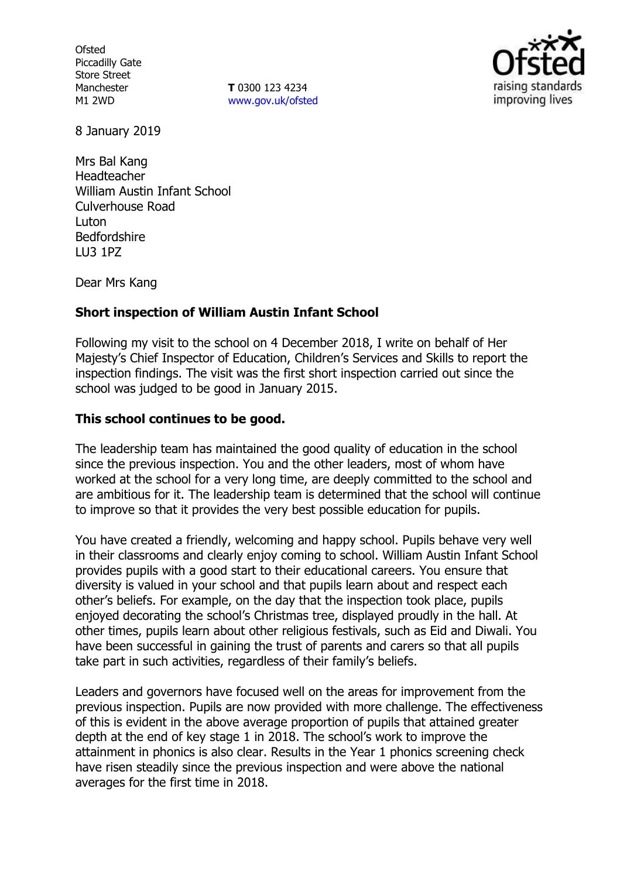Ofsted
Piccadilly Gate
Store Street
Manchester
M1 2WD

**T** 0300 123 4234
www.gov.uk/ofsted

8 January 2019

Mrs Bal Kang
Headteacher
William Austin Infant School
Culverhouse Road
Luton
Bedfordshire
LU3 1PZ

Dear Mrs Kang

**Short inspection of William Austin Infant School**

Following my visit to the school on 4 December 2018, I write on behalf of Her Majesty's Chief Inspector of Education, Children's Services and Skills to report the inspection findings. The visit was the first short inspection carried out since the school was judged to be good in January 2015.

**This school continues to be good.**

The leadership team has maintained the good quality of education in the school since the previous inspection. You and the other leaders, most of whom have worked at the school for a very long time, are deeply committed to the school and are ambitious for it. The leadership team is determined that the school will continue to improve so that it provides the very best possible education for pupils.

You have created a friendly, welcoming and happy school. Pupils behave very well in their classrooms and clearly enjoy coming to school. William Austin Infant School provides pupils with a good start to their educational careers. You ensure that diversity is valued in your school and that pupils learn about and respect each other's beliefs. For example, on the day that the inspection took place, pupils enjoyed decorating the school's Christmas tree, displayed proudly in the hall. At other times, pupils learn about other religious festivals, such as Eid and Diwali. You have been successful in gaining the trust of parents and carers so that all pupils take part in such activities, regardless of their family's beliefs.

Leaders and governors have focused well on the areas for improvement from the previous inspection. Pupils are now provided with more challenge. The effectiveness of this is evident in the above average proportion of pupils that attained greater depth at the end of key stage 1 in 2018. The school's work to improve the attainment in phonics is also clear. Results in the Year 1 phonics screening check have risen steadily since the previous inspection and were above the national averages for the first time in 2018.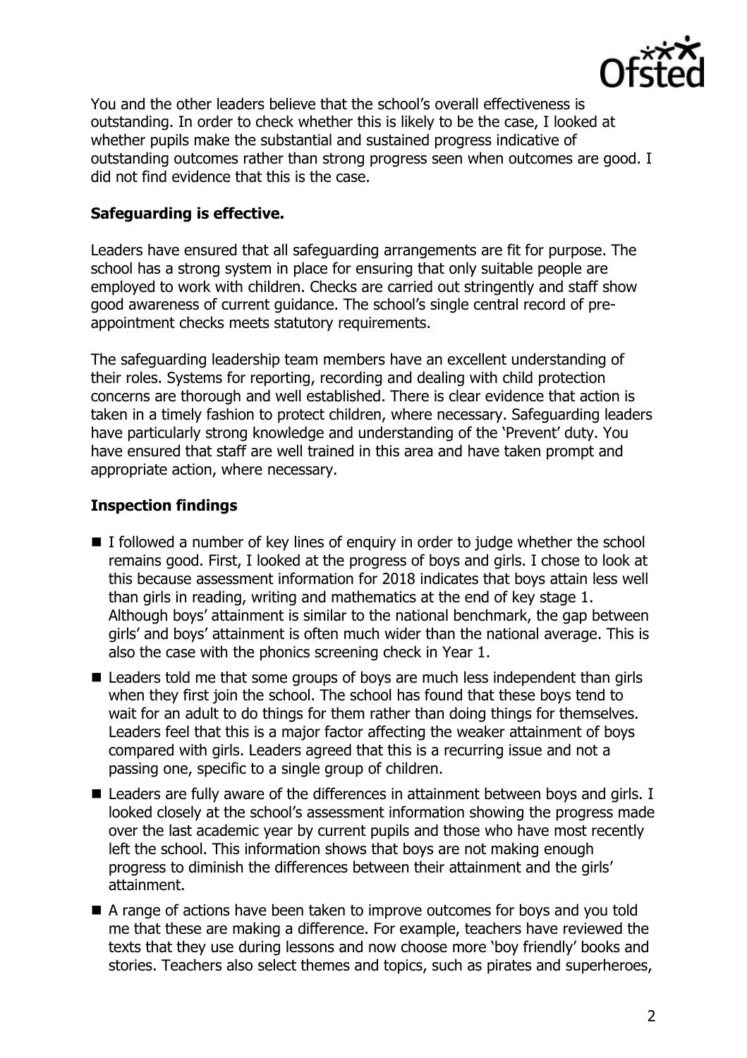You and the other leaders believe that the school's overall effectiveness is outstanding. In order to check whether this is likely to be the case, I looked at whether pupils make the substantial and sustained progress indicative of outstanding outcomes rather than strong progress seen when outcomes are good. I did not find evidence that this is the case.

**Safeguarding is effective.**

Leaders have ensured that all safeguarding arrangements are fit for purpose. The school has a strong system in place for ensuring that only suitable people are employed to work with children. Checks are carried out stringently and staff show good awareness of current guidance. The school's single central record of pre-appointment checks meets statutory requirements.

The safeguarding leadership team members have an excellent understanding of their roles. Systems for reporting, recording and dealing with child protection concerns are thorough and well established. There is clear evidence that action is taken in a timely fashion to protect children, where necessary. Safeguarding leaders have particularly strong knowledge and understanding of the 'Prevent' duty. You have ensured that staff are well trained in this area and have taken prompt and appropriate action, where necessary.

**Inspection findings**

- I followed a number of key lines of enquiry in order to judge whether the school remains good. First, I looked at the progress of boys and girls. I chose to look at this because assessment information for 2018 indicates that boys attain less well than girls in reading, writing and mathematics at the end of key stage 1. Although boys' attainment is similar to the national benchmark, the gap between girls' and boys' attainment is often much wider than the national average. This is also the case with the phonics screening check in Year 1.
- Leaders told me that some groups of boys are much less independent than girls when they first join the school. The school has found that these boys tend to wait for an adult to do things for them rather than doing things for themselves. Leaders feel that this is a major factor affecting the weaker attainment of boys compared with girls. Leaders agreed that this is a recurring issue and not a passing one, specific to a single group of children.
- Leaders are fully aware of the differences in attainment between boys and girls. I looked closely at the school's assessment information showing the progress made over the last academic year by current pupils and those who have most recently left the school. This information shows that boys are not making enough progress to diminish the differences between their attainment and the girls' attainment.
- A range of actions have been taken to improve outcomes for boys and you told me that these are making a difference. For example, teachers have reviewed the texts that they use during lessons and now choose more 'boy friendly' books and stories. Teachers also select themes and topics, such as pirates and superheroes,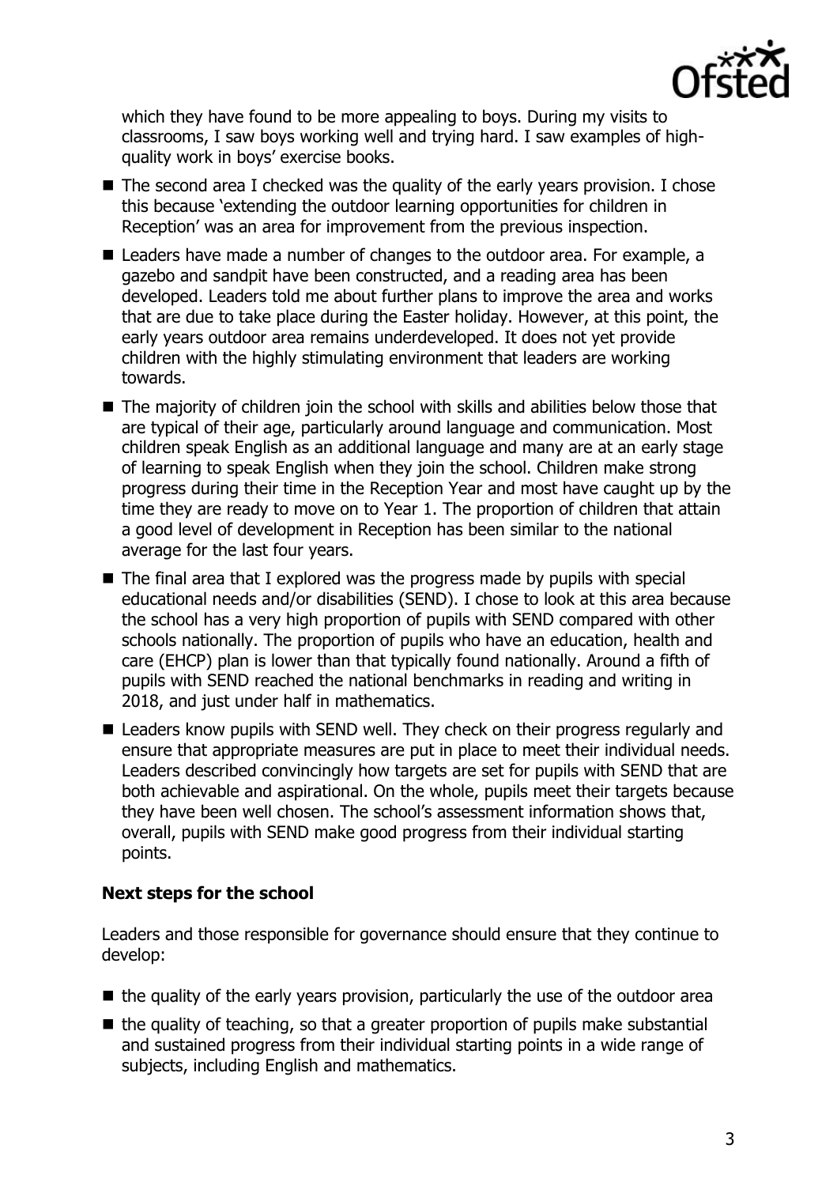which they have found to be more appealing to boys. During my visits to classrooms, I saw boys working well and trying hard. I saw examples of high-quality work in boys' exercise books.

- The second area I checked was the quality of the early years provision. I chose this because 'extending the outdoor learning opportunities for children in Reception' was an area for improvement from the previous inspection.
- Leaders have made a number of changes to the outdoor area. For example, a gazebo and sandpit have been constructed, and a reading area has been developed. Leaders told me about further plans to improve the area and works that are due to take place during the Easter holiday. However, at this point, the early years outdoor area remains underdeveloped. It does not yet provide children with the highly stimulating environment that leaders are working towards.
- The majority of children join the school with skills and abilities below those that are typical of their age, particularly around language and communication. Most children speak English as an additional language and many are at an early stage of learning to speak English when they join the school. Children make strong progress during their time in the Reception Year and most have caught up by the time they are ready to move on to Year 1. The proportion of children that attain a good level of development in Reception has been similar to the national average for the last four years.
- The final area that I explored was the progress made by pupils with special educational needs and/or disabilities (SEND). I chose to look at this area because the school has a very high proportion of pupils with SEND compared with other schools nationally. The proportion of pupils who have an education, health and care (EHCP) plan is lower than that typically found nationally. Around a fifth of pupils with SEND reached the national benchmarks in reading and writing in 2018, and just under half in mathematics.
- Leaders know pupils with SEND well. They check on their progress regularly and ensure that appropriate measures are put in place to meet their individual needs. Leaders described convincingly how targets are set for pupils with SEND that are both achievable and aspirational. On the whole, pupils meet their targets because they have been well chosen. The school's assessment information shows that, overall, pupils with SEND make good progress from their individual starting points.

### Next steps for the school

Leaders and those responsible for governance should ensure that they continue to develop:

- the quality of the early years provision, particularly the use of the outdoor area
- the quality of teaching, so that a greater proportion of pupils make substantial and sustained progress from their individual starting points in a wide range of subjects, including English and mathematics.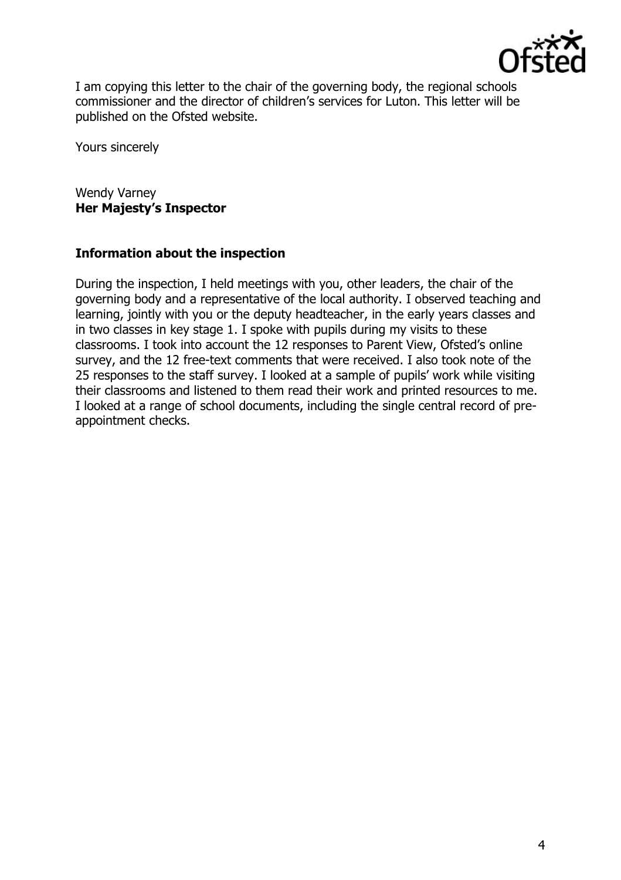I am copying this letter to the chair of the governing body, the regional schools commissioner and the director of children's services for Luton. This letter will be published on the Ofsted website.

Yours sincerely

Wendy Varney
**Her Majesty's Inspector**

## Information about the inspection

During the inspection, I held meetings with you, other leaders, the chair of the governing body and a representative of the local authority. I observed teaching and learning, jointly with you or the deputy headteacher, in the early years classes and in two classes in key stage 1. I spoke with pupils during my visits to these classrooms. I took into account the 12 responses to Parent View, Ofsted's online survey, and the 12 free-text comments that were received. I also took note of the 25 responses to the staff survey. I looked at a sample of pupils' work while visiting their classrooms and listened to them read their work and printed resources to me. I looked at a range of school documents, including the single central record of pre-appointment checks.